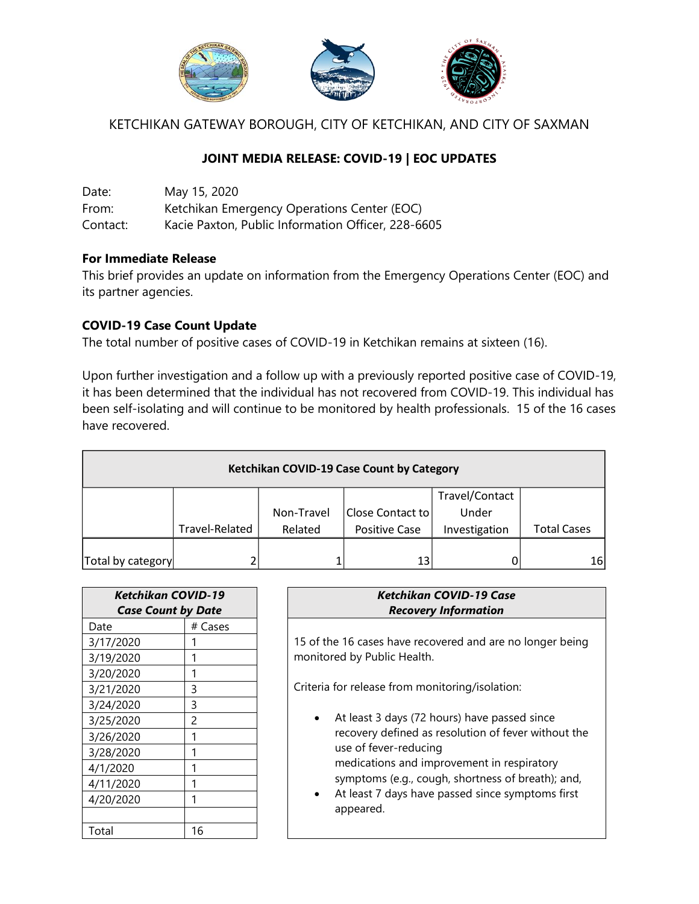KETCHIKAN GATEWAY BOROUGH, CITY OF KETCHIKAN, AND CITY OF SAXMAN

## JOINT MEDIA RELEASE: COVID-19 | EOC UPDATES

Date: May 15, 2020
From: Ketchikan Emergency Operations Center (EOC)
Contact: Kacie Paxton, Public Information Officer, 228-6605

**For Immediate Release**
This brief provides an update on information from the Emergency Operations Center (EOC) and its partner agencies.

**COVID-19 Case Count Update**
The total number of positive cases of COVID-19 in Ketchikan remains at sixteen (16).

Upon further investigation and a follow up with a previously reported positive case of COVID-19, it has been determined that the individual has not recovered from COVID-19. This individual has been self-isolating and will continue to be monitored by health professionals. 15 of the 16 cases have recovered.

**Ketchikan COVID-19 Case Count by Category**

| | Travel-Related | Non-Travel Related | Close Contact to Positive Case | Travel/Contact Under Investigation | Total Cases |
|---|---|---|---|---|---|
| Total by category | 2 | 1 | 13 | 0 | 16 |

***Ketchikan COVID-19 Case Count by Date***

| Date | # Cases |
|---|---|
| 3/17/2020 | 1 |
| 3/19/2020 | 1 |
| 3/20/2020 | 1 |
| 3/21/2020 | 3 |
| 3/24/2020 | 3 |
| 3/25/2020 | 2 |
| 3/26/2020 | 1 |
| 3/28/2020 | 1 |
| 4/1/2020 | 1 |
| 4/11/2020 | 1 |
| 4/20/2020 | 1 |
| | |
| Total | 16 |

***Ketchikan COVID-19 Case Recovery Information***

15 of the 16 cases have recovered and are no longer being monitored by Public Health.

Criteria for release from monitoring/isolation:

- At least 3 days (72 hours) have passed since recovery defined as resolution of fever without the use of fever-reducing medications and improvement in respiratory symptoms (e.g., cough, shortness of breath); and,
- At least 7 days have passed since symptoms first appeared.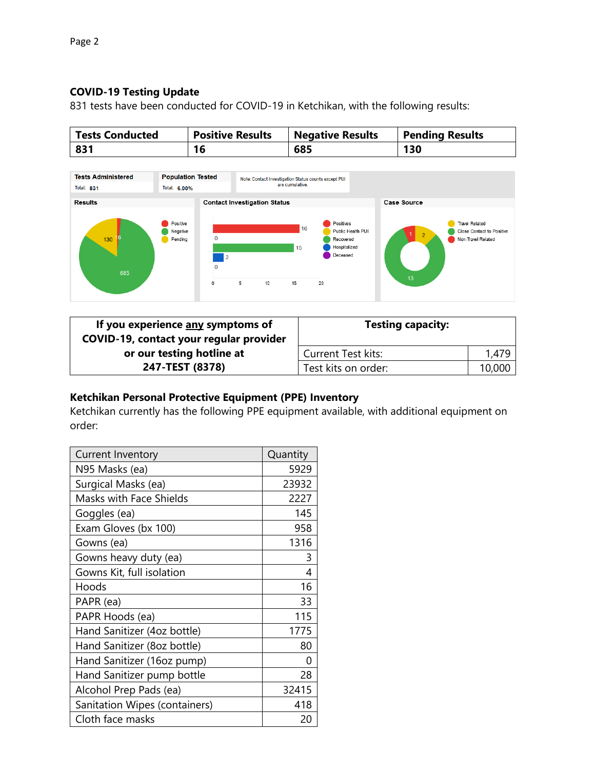### COVID-19 Testing Update

831 tests have been conducted for COVID-19 in Ketchikan, with the following results:

| Tests Conducted | Positive Results | Negative Results | Pending Results |
|---|---|---|---|
| 831 | 16 | 685 | 130 |

Tests Administered
Total: 831

Population Tested
Total: 6.00%

Note: Contact Investigation Status counts except PUI are cumulative.

Results

- Positive: 16
- Negative: 685
- Pending: 130

Contact Investigation Status

- Positives: 16
- Public Health PUI: 0
- Recovered: 15
- Hospitalized: 2
- Deceased: 0

Case Source

- Travel Related: 2
- Close Contact to Positive: 13
- Non-Travel Related: 1

| If you experience **any** symptoms of COVID-19, contact your regular provider or our testing hotline at 247-TEST (8378) | Testing capacity: | |
|---|---|---|
| | Current Test kits: | 1,479 |
| | Test kits on order: | 10,000 |

### Ketchikan Personal Protective Equipment (PPE) Inventory

Ketchikan currently has the following PPE equipment available, with additional equipment on order:

| Current Inventory | Quantity |
|---|---|
| N95 Masks (ea) | 5929 |
| Surgical Masks (ea) | 23932 |
| Masks with Face Shields | 2227 |
| Goggles (ea) | 145 |
| Exam Gloves (bx 100) | 958 |
| Gowns (ea) | 1316 |
| Gowns heavy duty (ea) | 3 |
| Gowns Kit, full isolation | 4 |
| Hoods | 16 |
| PAPR (ea) | 33 |
| PAPR Hoods (ea) | 115 |
| Hand Sanitizer (4oz bottle) | 1775 |
| Hand Sanitizer (8oz bottle) | 80 |
| Hand Sanitizer (16oz pump) | 0 |
| Hand Sanitizer pump bottle | 28 |
| Alcohol Prep Pads (ea) | 32415 |
| Sanitation Wipes (containers) | 418 |
| Cloth face masks | 20 |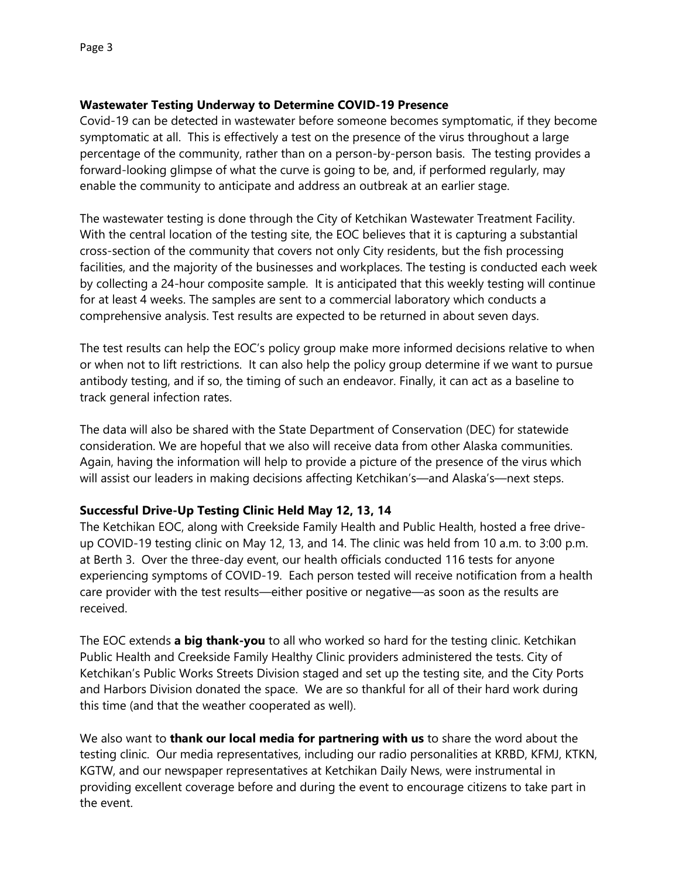**Wastewater Testing Underway to Determine COVID-19 Presence**

Covid-19 can be detected in wastewater before someone becomes symptomatic, if they become symptomatic at all. This is effectively a test on the presence of the virus throughout a large percentage of the community, rather than on a person-by-person basis. The testing provides a forward-looking glimpse of what the curve is going to be, and, if performed regularly, may enable the community to anticipate and address an outbreak at an earlier stage.

The wastewater testing is done through the City of Ketchikan Wastewater Treatment Facility. With the central location of the testing site, the EOC believes that it is capturing a substantial cross-section of the community that covers not only City residents, but the fish processing facilities, and the majority of the businesses and workplaces. The testing is conducted each week by collecting a 24-hour composite sample. It is anticipated that this weekly testing will continue for at least 4 weeks. The samples are sent to a commercial laboratory which conducts a comprehensive analysis. Test results are expected to be returned in about seven days.

The test results can help the EOC's policy group make more informed decisions relative to when or when not to lift restrictions. It can also help the policy group determine if we want to pursue antibody testing, and if so, the timing of such an endeavor. Finally, it can act as a baseline to track general infection rates.

The data will also be shared with the State Department of Conservation (DEC) for statewide consideration. We are hopeful that we also will receive data from other Alaska communities. Again, having the information will help to provide a picture of the presence of the virus which will assist our leaders in making decisions affecting Ketchikan's—and Alaska's—next steps.

**Successful Drive-Up Testing Clinic Held May 12, 13, 14**

The Ketchikan EOC, along with Creekside Family Health and Public Health, hosted a free drive-up COVID-19 testing clinic on May 12, 13, and 14. The clinic was held from 10 a.m. to 3:00 p.m. at Berth 3. Over the three-day event, our health officials conducted 116 tests for anyone experiencing symptoms of COVID-19. Each person tested will receive notification from a health care provider with the test results—either positive or negative—as soon as the results are received.

The EOC extends **a big thank-you** to all who worked so hard for the testing clinic. Ketchikan Public Health and Creekside Family Healthy Clinic providers administered the tests. City of Ketchikan's Public Works Streets Division staged and set up the testing site, and the City Ports and Harbors Division donated the space. We are so thankful for all of their hard work during this time (and that the weather cooperated as well).

We also want to **thank our local media for partnering with us** to share the word about the testing clinic. Our media representatives, including our radio personalities at KRBD, KFMJ, KTKN, KGTW, and our newspaper representatives at Ketchikan Daily News, were instrumental in providing excellent coverage before and during the event to encourage citizens to take part in the event.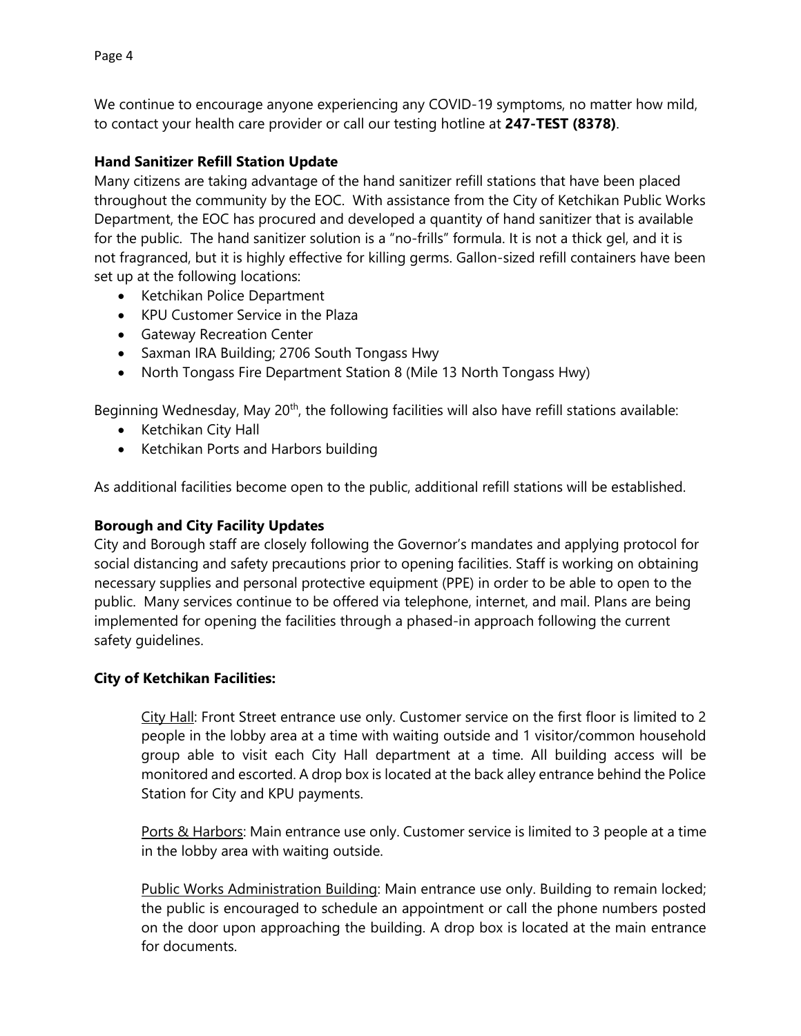We continue to encourage anyone experiencing any COVID-19 symptoms, no matter how mild, to contact your health care provider or call our testing hotline at **247-TEST (8378)**.

**Hand Sanitizer Refill Station Update**

Many citizens are taking advantage of the hand sanitizer refill stations that have been placed throughout the community by the EOC. With assistance from the City of Ketchikan Public Works Department, the EOC has procured and developed a quantity of hand sanitizer that is available for the public. The hand sanitizer solution is a "no-frills" formula. It is not a thick gel, and it is not fragranced, but it is highly effective for killing germs. Gallon-sized refill containers have been set up at the following locations:

- Ketchikan Police Department
- KPU Customer Service in the Plaza
- Gateway Recreation Center
- Saxman IRA Building; 2706 South Tongass Hwy
- North Tongass Fire Department Station 8 (Mile 13 North Tongass Hwy)

Beginning Wednesday, May 20th, the following facilities will also have refill stations available:

- Ketchikan City Hall
- Ketchikan Ports and Harbors building

As additional facilities become open to the public, additional refill stations will be established.

**Borough and City Facility Updates**

City and Borough staff are closely following the Governor's mandates and applying protocol for social distancing and safety precautions prior to opening facilities. Staff is working on obtaining necessary supplies and personal protective equipment (PPE) in order to be able to open to the public. Many services continue to be offered via telephone, internet, and mail. Plans are being implemented for opening the facilities through a phased-in approach following the current safety guidelines.

**City of Ketchikan Facilities:**

City Hall: Front Street entrance use only. Customer service on the first floor is limited to 2 people in the lobby area at a time with waiting outside and 1 visitor/common household group able to visit each City Hall department at a time. All building access will be monitored and escorted. A drop box is located at the back alley entrance behind the Police Station for City and KPU payments.

Ports & Harbors: Main entrance use only. Customer service is limited to 3 people at a time in the lobby area with waiting outside.

Public Works Administration Building: Main entrance use only. Building to remain locked; the public is encouraged to schedule an appointment or call the phone numbers posted on the door upon approaching the building. A drop box is located at the main entrance for documents.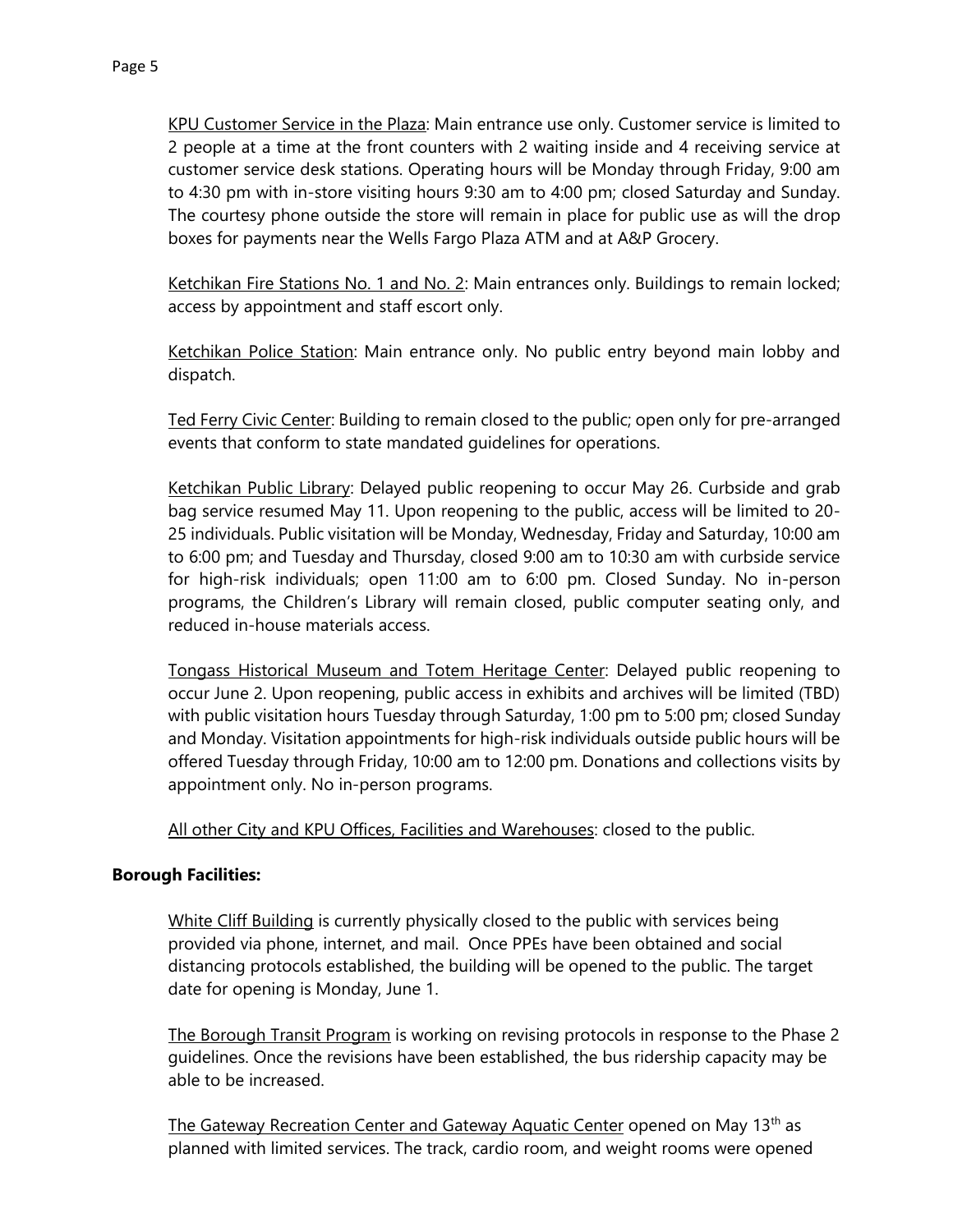KPU Customer Service in the Plaza: Main entrance use only. Customer service is limited to 2 people at a time at the front counters with 2 waiting inside and 4 receiving service at customer service desk stations. Operating hours will be Monday through Friday, 9:00 am to 4:30 pm with in-store visiting hours 9:30 am to 4:00 pm; closed Saturday and Sunday. The courtesy phone outside the store will remain in place for public use as will the drop boxes for payments near the Wells Fargo Plaza ATM and at A&P Grocery.

Ketchikan Fire Stations No. 1 and No. 2: Main entrances only. Buildings to remain locked; access by appointment and staff escort only.

Ketchikan Police Station: Main entrance only. No public entry beyond main lobby and dispatch.

Ted Ferry Civic Center: Building to remain closed to the public; open only for pre-arranged events that conform to state mandated guidelines for operations.

Ketchikan Public Library: Delayed public reopening to occur May 26. Curbside and grab bag service resumed May 11. Upon reopening to the public, access will be limited to 20-25 individuals. Public visitation will be Monday, Wednesday, Friday and Saturday, 10:00 am to 6:00 pm; and Tuesday and Thursday, closed 9:00 am to 10:30 am with curbside service for high-risk individuals; open 11:00 am to 6:00 pm. Closed Sunday. No in-person programs, the Children's Library will remain closed, public computer seating only, and reduced in-house materials access.

Tongass Historical Museum and Totem Heritage Center: Delayed public reopening to occur June 2. Upon reopening, public access in exhibits and archives will be limited (TBD) with public visitation hours Tuesday through Saturday, 1:00 pm to 5:00 pm; closed Sunday and Monday. Visitation appointments for high-risk individuals outside public hours will be offered Tuesday through Friday, 10:00 am to 12:00 pm. Donations and collections visits by appointment only. No in-person programs.

All other City and KPU Offices, Facilities and Warehouses: closed to the public.

**Borough Facilities:**

White Cliff Building is currently physically closed to the public with services being provided via phone, internet, and mail. Once PPEs have been obtained and social distancing protocols established, the building will be opened to the public. The target date for opening is Monday, June 1.

The Borough Transit Program is working on revising protocols in response to the Phase 2 guidelines. Once the revisions have been established, the bus ridership capacity may be able to be increased.

The Gateway Recreation Center and Gateway Aquatic Center opened on May 13th as planned with limited services. The track, cardio room, and weight rooms were opened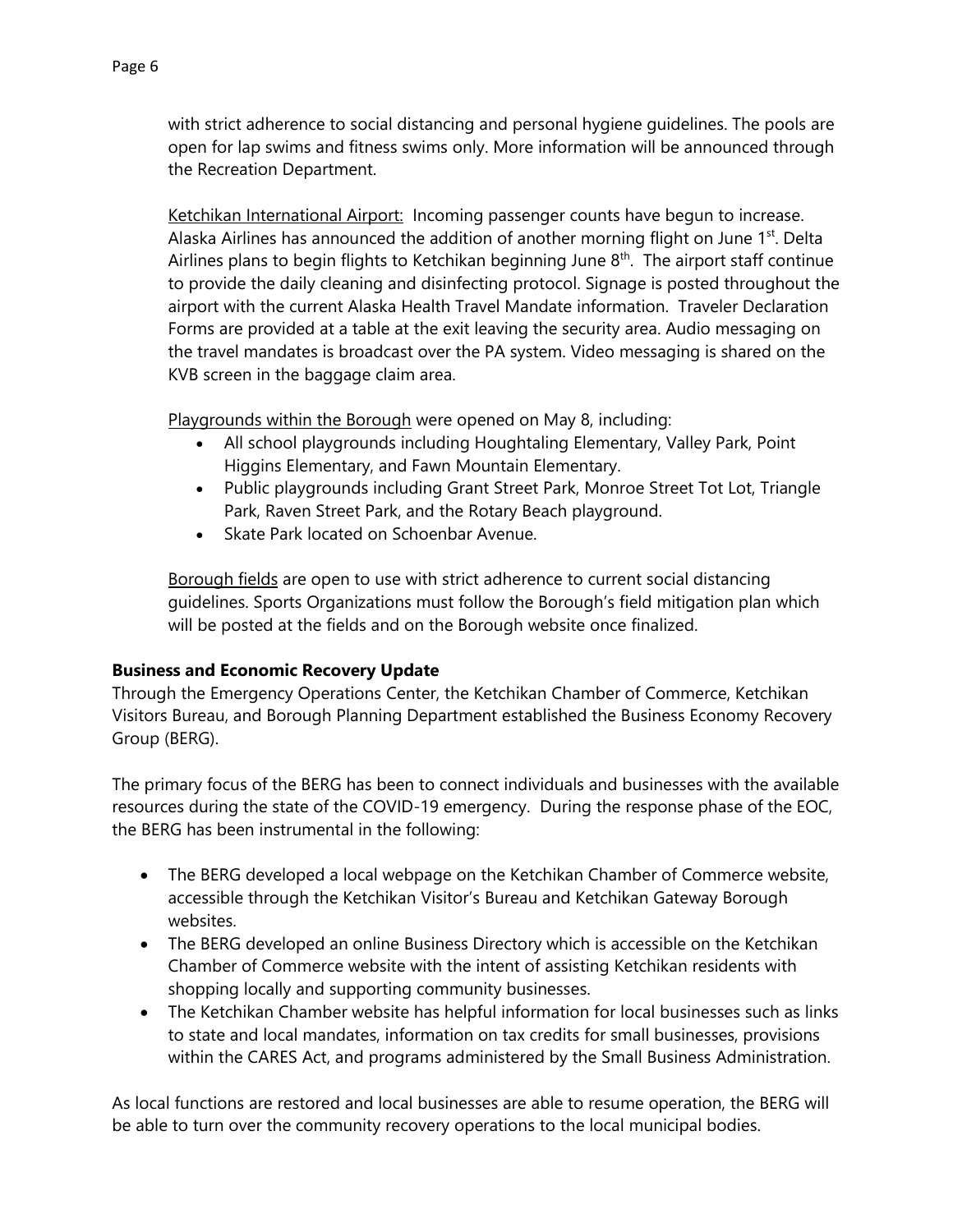with strict adherence to social distancing and personal hygiene guidelines. The pools are open for lap swims and fitness swims only. More information will be announced through the Recreation Department.

Ketchikan International Airport: Incoming passenger counts have begun to increase. Alaska Airlines has announced the addition of another morning flight on June 1st. Delta Airlines plans to begin flights to Ketchikan beginning June 8th. The airport staff continue to provide the daily cleaning and disinfecting protocol. Signage is posted throughout the airport with the current Alaska Health Travel Mandate information. Traveler Declaration Forms are provided at a table at the exit leaving the security area. Audio messaging on the travel mandates is broadcast over the PA system. Video messaging is shared on the KVB screen in the baggage claim area.

Playgrounds within the Borough were opened on May 8, including:

- All school playgrounds including Houghtaling Elementary, Valley Park, Point Higgins Elementary, and Fawn Mountain Elementary.
- Public playgrounds including Grant Street Park, Monroe Street Tot Lot, Triangle Park, Raven Street Park, and the Rotary Beach playground.
- Skate Park located on Schoenbar Avenue.

Borough fields are open to use with strict adherence to current social distancing guidelines. Sports Organizations must follow the Borough's field mitigation plan which will be posted at the fields and on the Borough website once finalized.

**Business and Economic Recovery Update**

Through the Emergency Operations Center, the Ketchikan Chamber of Commerce, Ketchikan Visitors Bureau, and Borough Planning Department established the Business Economy Recovery Group (BERG).

The primary focus of the BERG has been to connect individuals and businesses with the available resources during the state of the COVID-19 emergency. During the response phase of the EOC, the BERG has been instrumental in the following:

- The BERG developed a local webpage on the Ketchikan Chamber of Commerce website, accessible through the Ketchikan Visitor's Bureau and Ketchikan Gateway Borough websites.
- The BERG developed an online Business Directory which is accessible on the Ketchikan Chamber of Commerce website with the intent of assisting Ketchikan residents with shopping locally and supporting community businesses.
- The Ketchikan Chamber website has helpful information for local businesses such as links to state and local mandates, information on tax credits for small businesses, provisions within the CARES Act, and programs administered by the Small Business Administration.

As local functions are restored and local businesses are able to resume operation, the BERG will be able to turn over the community recovery operations to the local municipal bodies.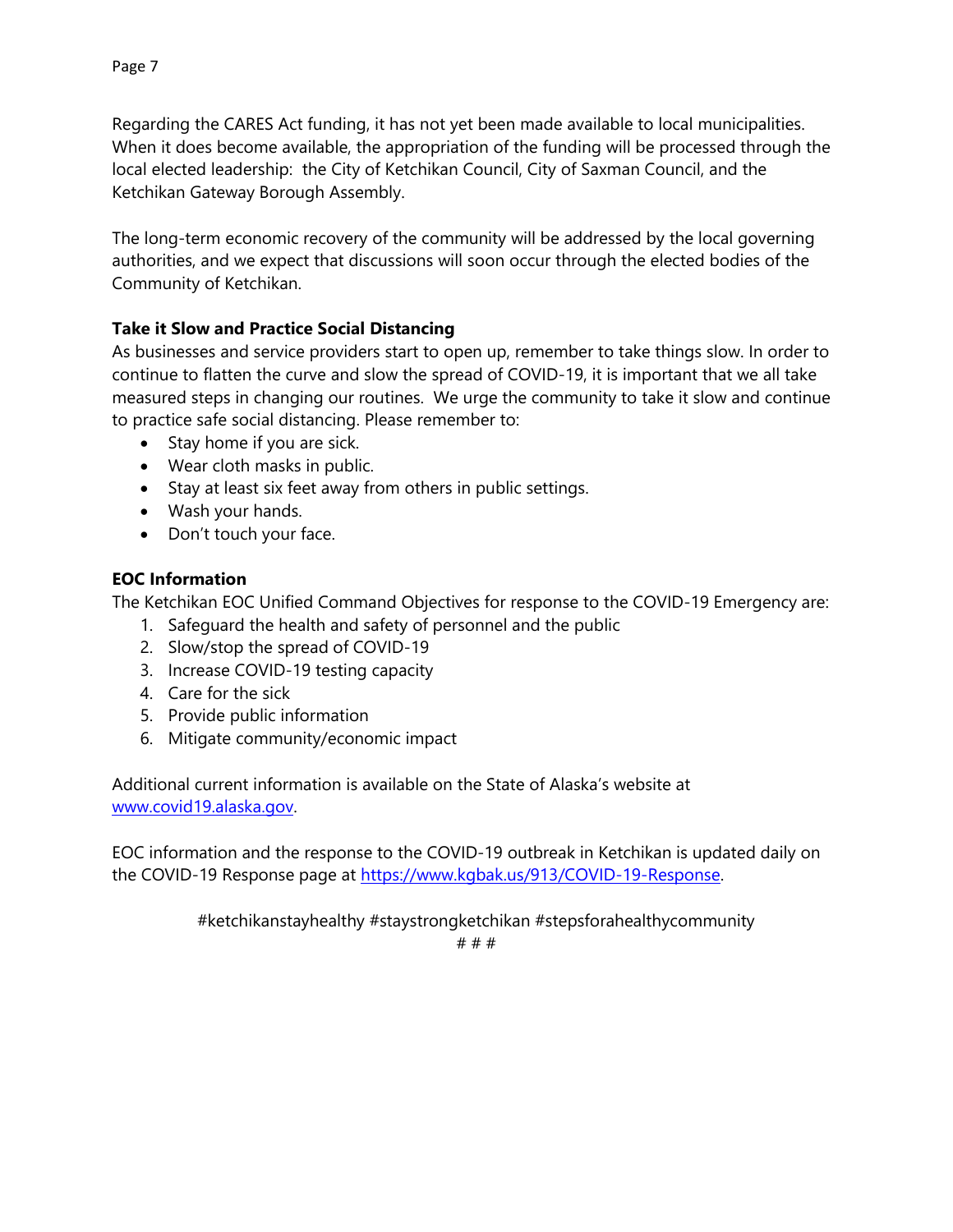Regarding the CARES Act funding, it has not yet been made available to local municipalities. When it does become available, the appropriation of the funding will be processed through the local elected leadership: the City of Ketchikan Council, City of Saxman Council, and the Ketchikan Gateway Borough Assembly.

The long-term economic recovery of the community will be addressed by the local governing authorities, and we expect that discussions will soon occur through the elected bodies of the Community of Ketchikan.

**Take it Slow and Practice Social Distancing**

As businesses and service providers start to open up, remember to take things slow. In order to continue to flatten the curve and slow the spread of COVID-19, it is important that we all take measured steps in changing our routines. We urge the community to take it slow and continue to practice safe social distancing. Please remember to:

- Stay home if you are sick.
- Wear cloth masks in public.
- Stay at least six feet away from others in public settings.
- Wash your hands.
- Don't touch your face.

**EOC Information**

The Ketchikan EOC Unified Command Objectives for response to the COVID-19 Emergency are:

1. Safeguard the health and safety of personnel and the public
2. Slow/stop the spread of COVID-19
3. Increase COVID-19 testing capacity
4. Care for the sick
5. Provide public information
6. Mitigate community/economic impact

Additional current information is available on the State of Alaska's website at [www.covid19.alaska.gov](www.covid19.alaska.gov).

EOC information and the response to the COVID-19 outbreak in Ketchikan is updated daily on the COVID-19 Response page at [https://www.kgbak.us/913/COVID-19-Response](https://www.kgbak.us/913/COVID-19-Response).

#ketchikanstayhealthy #staystrongketchikan #stepsforahealthycommunity

# # #